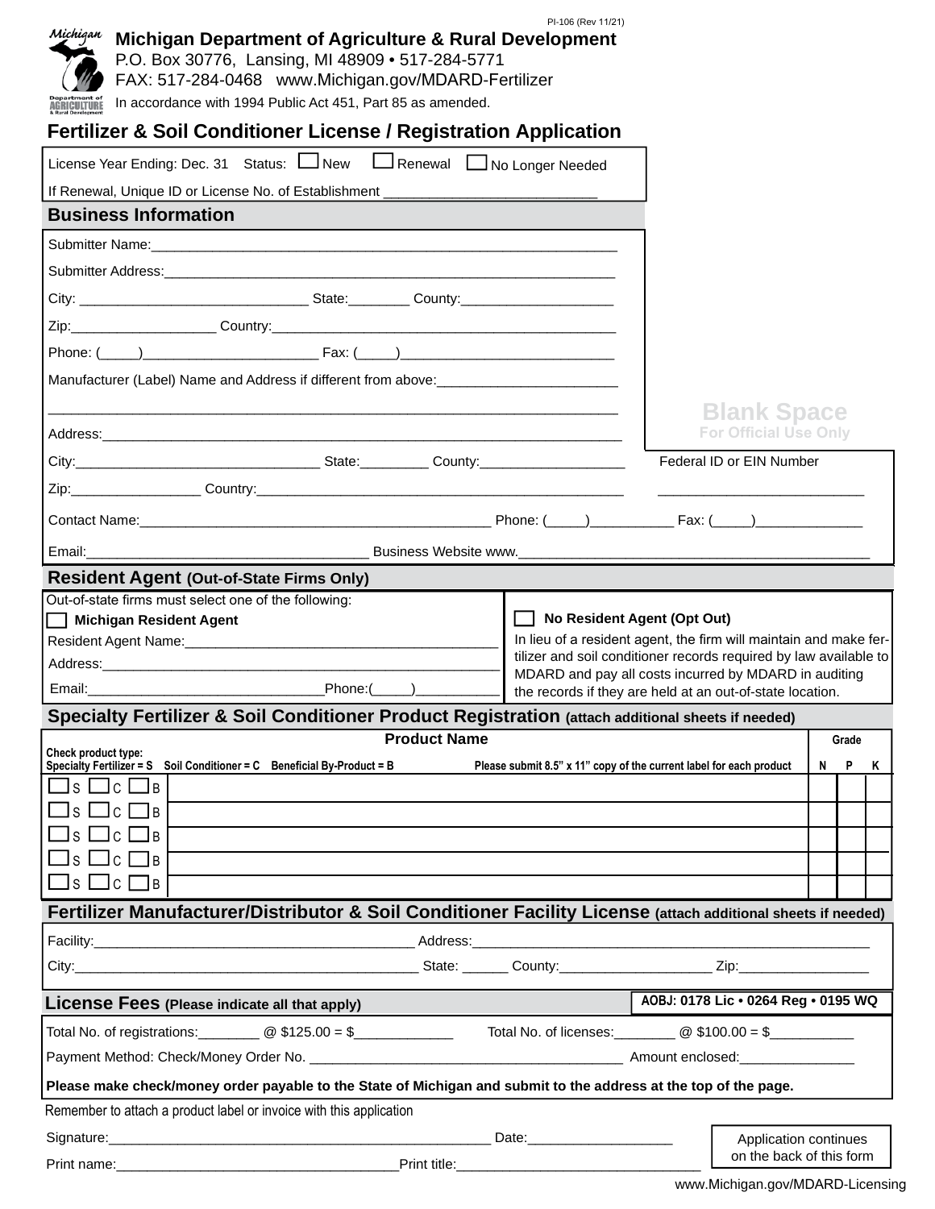PI-106 (Rev 11/21)

**Michigan Department of Agriculture & Rural Development**
P.O. Box 30776, Lansing, MI 48909 • 517-284-5771
FAX: 517-284-0468 www.Michigan.gov/MDARD-Fertilizer
In accordance with 1994 Public Act 451, Part 85 as amended.

# Fertilizer & Soil Conditioner License / Registration Application

License Year Ending: Dec. 31 Status: ☐ New ☐ Renewal ☐ No Longer Needed

If Renewal, Unique ID or License No. of Establishment ___________________________

## Business Information

Submitter Name:_______________________________________________________________

Submitter Address:_____________________________________________________________

City: _____________________________ State:________ County:____________________

Zip:___________________ Country:_____________________________________________

Phone: (_____)_______________________ Fax: (_____)____________________________

Manufacturer (Label) Name and Address if different from above:_______________________

_____________________________________________________________________________

Address:_____________________________________________________________________

City:_______________________________ State:_________ County:___________________

Zip:_________________ Country:_________________________________________________

**Blank Space**
**For Official Use Only**

Federal ID or EIN Number

__________________________

Contact Name:______________________________________________ Phone: (_____)__________ Fax: (_____)______________

Email:____________________________________ Business Website www.______________________________________________

## Resident Agent (Out-of-State Firms Only)

Out-of-state firms must select one of the following:

☐ **Michigan Resident Agent**

Resident Agent Name:________________________________________

Address:____________________________________________________

Email:______________________________Phone:(_____)__________

☐ **No Resident Agent (Opt Out)**

In lieu of a resident agent, the firm will maintain and make fertilizer and soil conditioner records required by law available to MDARD and pay all costs incurred by MDARD in auditing the records if they are held at an out-of-state location.

## Specialty Fertilizer & Soil Conditioner Product Registration (attach additional sheets if needed)

| Check product type: Specialty Fertilizer = S Soil Conditioner = C Beneficial By-Product = B | Product Name (Please submit 8.5" x 11" copy of the current label for each product) | Grade N | Grade P | Grade K |
|---|---|---|---|---|
| ☐ S ☐ C ☐ B | | | | |
| ☐ S ☐ C ☐ B | | | | |
| ☐ S ☐ C ☐ B | | | | |
| ☐ S ☐ C ☐ B | | | | |
| ☐ S ☐ C ☐ B | | | | |

## Fertilizer Manufacturer/Distributor & Soil Conditioner Facility License (attach additional sheets if needed)

Facility:_________________________________________ Address:___________________________________________________

City:____________________________________________ State: ______ County:___________________ Zip:________________

## License Fees (Please indicate all that apply)

AOBJ: 0178 Lic • 0264 Reg • 0195 WQ

Total No. of registrations:________ @ $125.00 = $____________ Total No. of licenses:________ @ $100.00 = $__________

Payment Method: Check/Money Order No. ________________________________________ Amount enclosed:______________

**Please make check/money order payable to the State of Michigan and submit to the address at the top of the page.**

Remember to attach a product label or invoice with this application

Signature:__________________________________________________ Date:___________________

Print name:____________________________________Print title:_______________________________

Application continues on the back of this form

www.Michigan.gov/MDARD-Licensing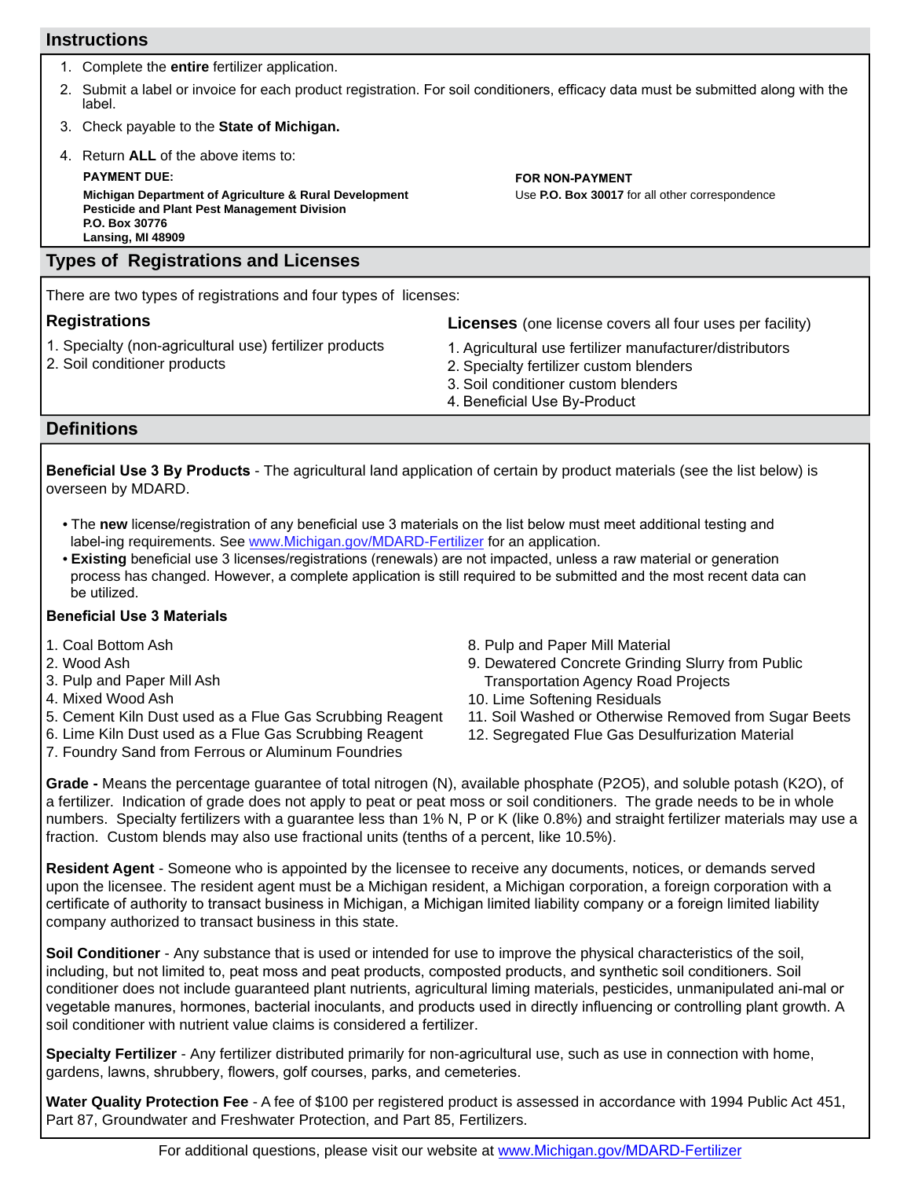## Instructions

1. Complete the **entire** fertilizer application.
2. Submit a label or invoice for each product registration. For soil conditioners, efficacy data must be submitted along with the label.
3. Check payable to the **State of Michigan.**
4. Return **ALL** of the above items to:

**PAYMENT DUE:**

**Michigan Department of Agriculture & Rural Development**
**Pesticide and Plant Pest Management Division**
**P.O. Box 30776**
**Lansing, MI 48909**

**FOR NON-PAYMENT**

Use **P.O. Box 30017** for all other correspondence

## Types of Registrations and Licenses

There are two types of registrations and four types of licenses:

### Registrations

1. Specialty (non-agricultural use) fertilizer products
2. Soil conditioner products

### Licenses (one license covers all four uses per facility)

1. Agricultural use fertilizer manufacturer/distributors
2. Specialty fertilizer custom blenders
3. Soil conditioner custom blenders
4. Beneficial Use By-Product

## Definitions

**Beneficial Use 3 By Products** - The agricultural land application of certain by product materials (see the list below) is overseen by MDARD.

- The **new** license/registration of any beneficial use 3 materials on the list below must meet additional testing and label-ing requirements. See www.Michigan.gov/MDARD-Fertilizer for an application.
- **Existing** beneficial use 3 licenses/registrations (renewals) are not impacted, unless a raw material or generation process has changed. However, a complete application is still required to be submitted and the most recent data can be utilized.

**Beneficial Use 3 Materials**

1. Coal Bottom Ash
2. Wood Ash
3. Pulp and Paper Mill Ash
4. Mixed Wood Ash
5. Cement Kiln Dust used as a Flue Gas Scrubbing Reagent
6. Lime Kiln Dust used as a Flue Gas Scrubbing Reagent
7. Foundry Sand from Ferrous or Aluminum Foundries
8. Pulp and Paper Mill Material
9. Dewatered Concrete Grinding Slurry from Public Transportation Agency Road Projects
10. Lime Softening Residuals
11. Soil Washed or Otherwise Removed from Sugar Beets
12. Segregated Flue Gas Desulfurization Material

**Grade -** Means the percentage guarantee of total nitrogen (N), available phosphate ($P_2O_5$), and soluble potash ($K_2O$), of a fertilizer. Indication of grade does not apply to peat or peat moss or soil conditioners. The grade needs to be in whole numbers. Specialty fertilizers with a guarantee less than 1% N, P or K (like 0.8%) and straight fertilizer materials may use a fraction. Custom blends may also use fractional units (tenths of a percent, like 10.5%).

**Resident Agent** - Someone who is appointed by the licensee to receive any documents, notices, or demands served upon the licensee. The resident agent must be a Michigan resident, a Michigan corporation, a foreign corporation with a certificate of authority to transact business in Michigan, a Michigan limited liability company or a foreign limited liability company authorized to transact business in this state.

**Soil Conditioner** - Any substance that is used or intended for use to improve the physical characteristics of the soil, including, but not limited to, peat moss and peat products, composted products, and synthetic soil conditioners. Soil conditioner does not include guaranteed plant nutrients, agricultural liming materials, pesticides, unmanipulated ani-mal or vegetable manures, hormones, bacterial inoculants, and products used in directly influencing or controlling plant growth. A soil conditioner with nutrient value claims is considered a fertilizer.

**Specialty Fertilizer** - Any fertilizer distributed primarily for non-agricultural use, such as use in connection with home, gardens, lawns, shrubbery, flowers, golf courses, parks, and cemeteries.

**Water Quality Protection Fee** - A fee of $100 per registered product is assessed in accordance with 1994 Public Act 451, Part 87, Groundwater and Freshwater Protection, and Part 85, Fertilizers.

For additional questions, please visit our website at www.Michigan.gov/MDARD-Fertilizer